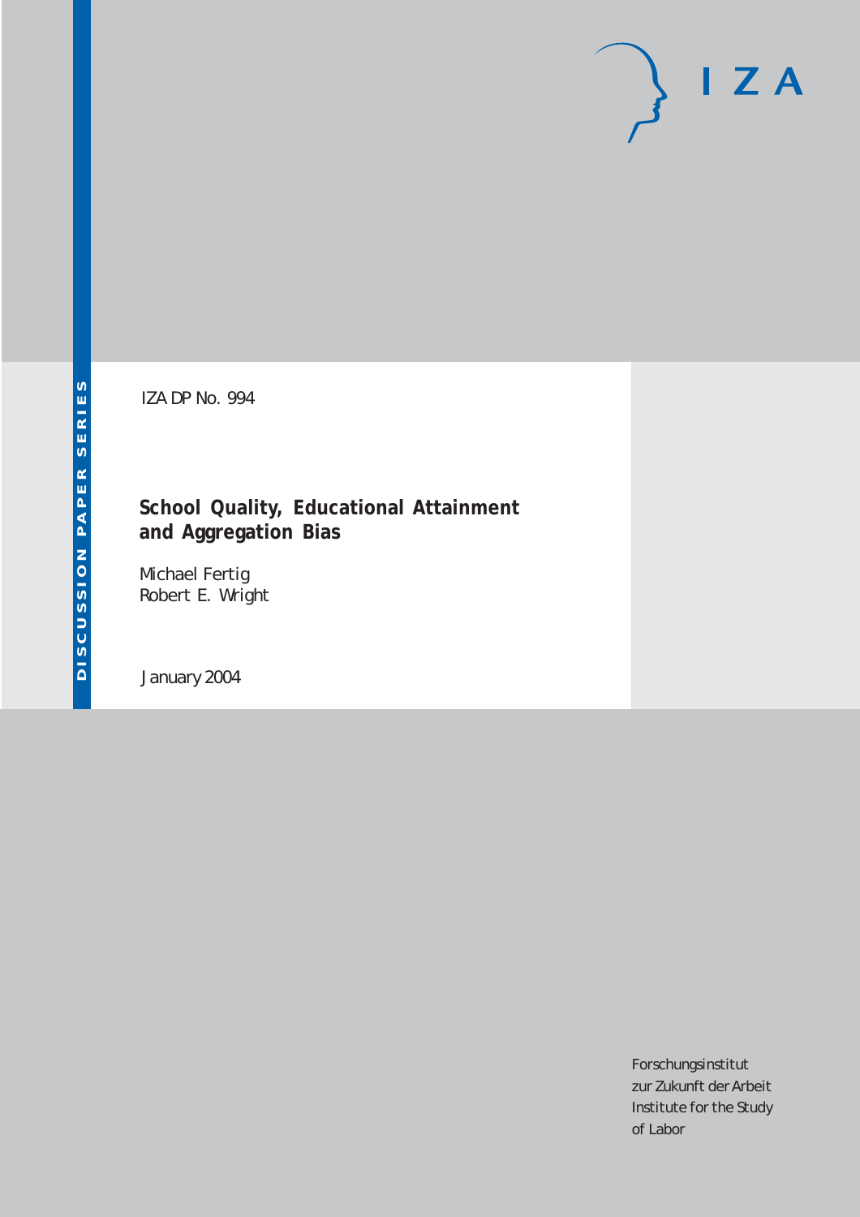DISCUSSION PAPER SERIES

IZA

IZA DP No. 994

# School Quality, Educational Attainment and Aggregation Bias

Michael Fertig
Robert E. Wright

January 2004

Forschungsinstitut
zur Zukunft der Arbeit
Institute for the Study
of Labor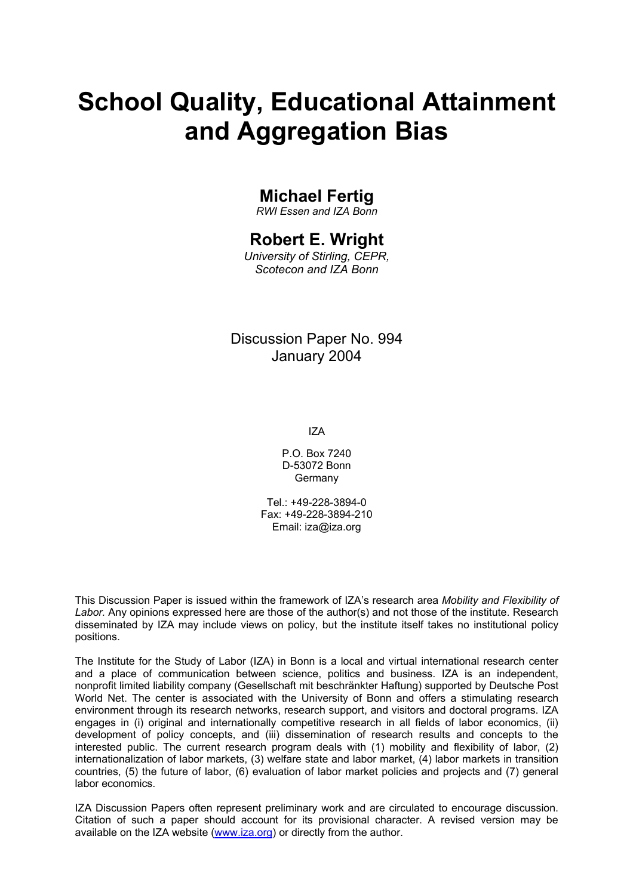# School Quality, Educational Attainment and Aggregation Bias

## Michael Fertig

*RWI Essen and IZA Bonn*

## Robert E. Wright

*University of Stirling, CEPR, Scotecon and IZA Bonn*

Discussion Paper No. 994
January 2004

IZA

P.O. Box 7240
D-53072 Bonn
Germany

Tel.: +49-228-3894-0
Fax: +49-228-3894-210
Email: iza@iza.org

This Discussion Paper is issued within the framework of IZA's research area *Mobility and Flexibility of Labor.* Any opinions expressed here are those of the author(s) and not those of the institute. Research disseminated by IZA may include views on policy, but the institute itself takes no institutional policy positions.

The Institute for the Study of Labor (IZA) in Bonn is a local and virtual international research center and a place of communication between science, politics and business. IZA is an independent, nonprofit limited liability company (Gesellschaft mit beschränkter Haftung) supported by Deutsche Post World Net. The center is associated with the University of Bonn and offers a stimulating research environment through its research networks, research support, and visitors and doctoral programs. IZA engages in (i) original and internationally competitive research in all fields of labor economics, (ii) development of policy concepts, and (iii) dissemination of research results and concepts to the interested public. The current research program deals with (1) mobility and flexibility of labor, (2) internationalization of labor markets, (3) welfare state and labor market, (4) labor markets in transition countries, (5) the future of labor, (6) evaluation of labor market policies and projects and (7) general labor economics.

IZA Discussion Papers often represent preliminary work and are circulated to encourage discussion. Citation of such a paper should account for its provisional character. A revised version may be available on the IZA website (www.iza.org) or directly from the author.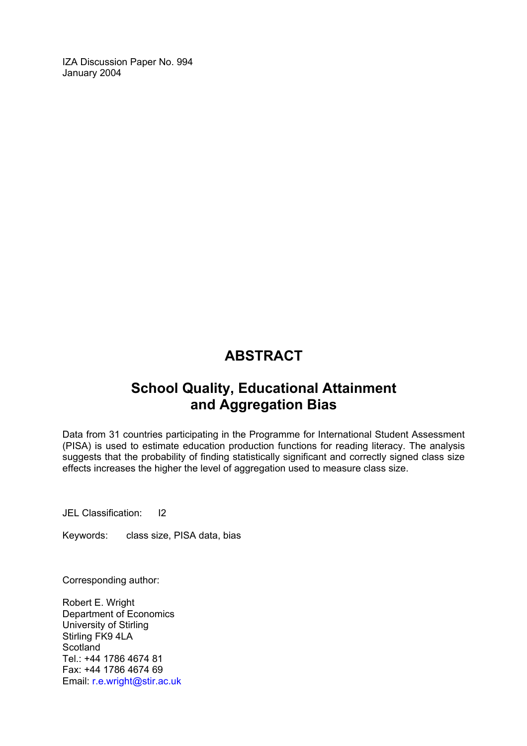IZA Discussion Paper No. 994
January 2004

# ABSTRACT

## School Quality, Educational Attainment and Aggregation Bias

Data from 31 countries participating in the Programme for International Student Assessment (PISA) is used to estimate education production functions for reading literacy. The analysis suggests that the probability of finding statistically significant and correctly signed class size effects increases the higher the level of aggregation used to measure class size.

JEL Classification: I2

Keywords: class size, PISA data, bias

Corresponding author:

Robert E. Wright
Department of Economics
University of Stirling
Stirling FK9 4LA
Scotland
Tel.: +44 1786 4674 81
Fax: +44 1786 4674 69
Email: r.e.wright@stir.ac.uk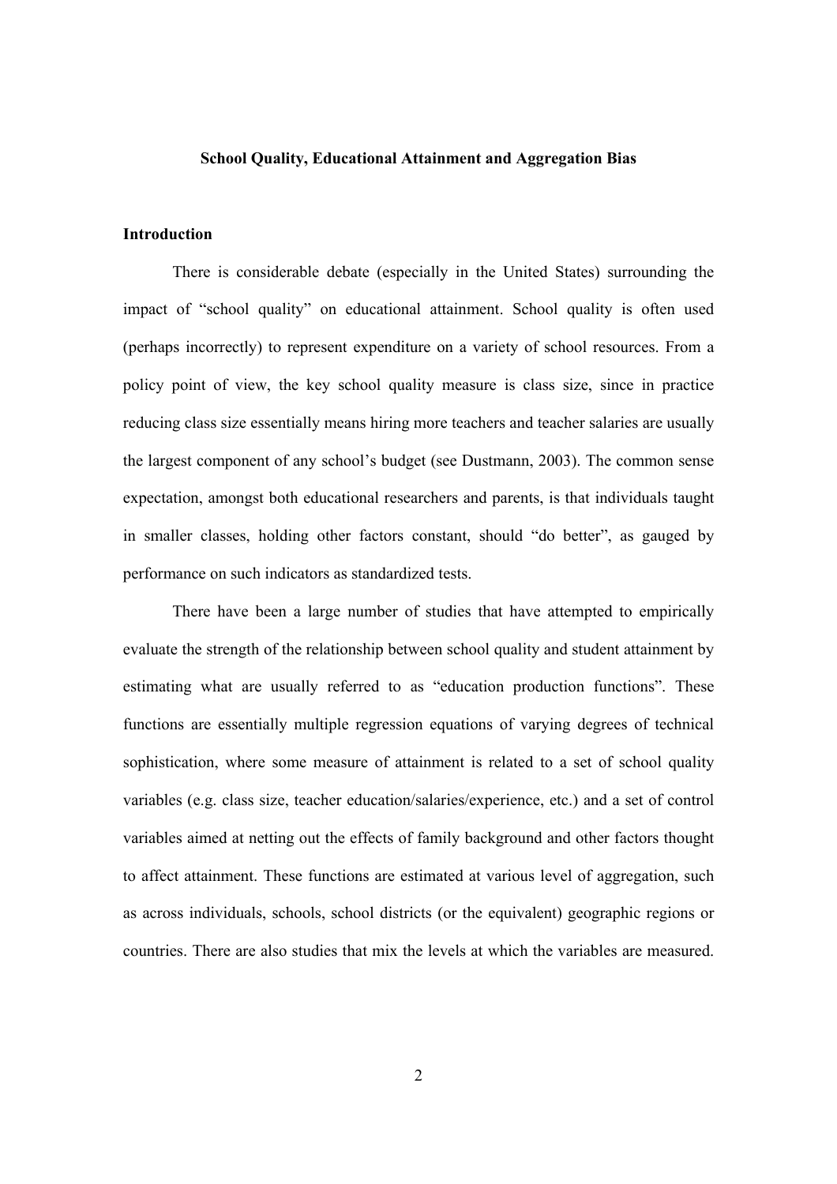# School Quality, Educational Attainment and Aggregation Bias

## Introduction

There is considerable debate (especially in the United States) surrounding the impact of "school quality" on educational attainment. School quality is often used (perhaps incorrectly) to represent expenditure on a variety of school resources. From a policy point of view, the key school quality measure is class size, since in practice reducing class size essentially means hiring more teachers and teacher salaries are usually the largest component of any school's budget (see Dustmann, 2003). The common sense expectation, amongst both educational researchers and parents, is that individuals taught in smaller classes, holding other factors constant, should "do better", as gauged by performance on such indicators as standardized tests.

There have been a large number of studies that have attempted to empirically evaluate the strength of the relationship between school quality and student attainment by estimating what are usually referred to as "education production functions". These functions are essentially multiple regression equations of varying degrees of technical sophistication, where some measure of attainment is related to a set of school quality variables (e.g. class size, teacher education/salaries/experience, etc.) and a set of control variables aimed at netting out the effects of family background and other factors thought to affect attainment. These functions are estimated at various level of aggregation, such as across individuals, schools, school districts (or the equivalent) geographic regions or countries. There are also studies that mix the levels at which the variables are measured.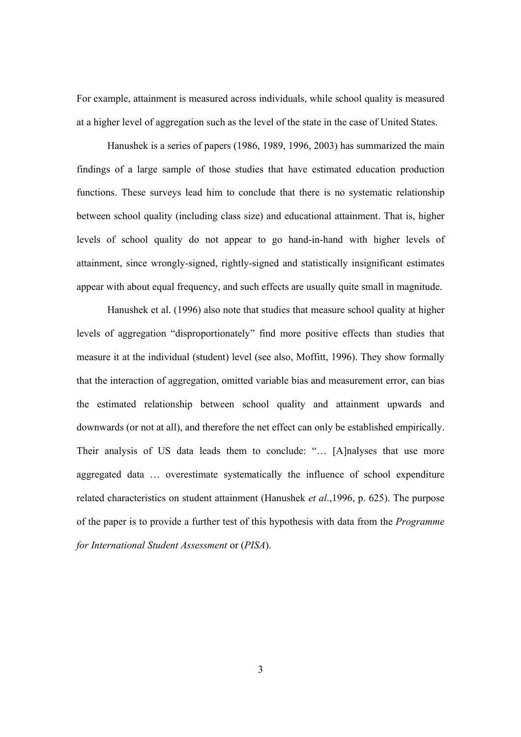For example, attainment is measured across individuals, while school quality is measured at a higher level of aggregation such as the level of the state in the case of United States.

Hanushek is a series of papers (1986, 1989, 1996, 2003) has summarized the main findings of a large sample of those studies that have estimated education production functions. These surveys lead him to conclude that there is no systematic relationship between school quality (including class size) and educational attainment. That is, higher levels of school quality do not appear to go hand-in-hand with higher levels of attainment, since wrongly-signed, rightly-signed and statistically insignificant estimates appear with about equal frequency, and such effects are usually quite small in magnitude.

Hanushek et al. (1996) also note that studies that measure school quality at higher levels of aggregation "disproportionately" find more positive effects than studies that measure it at the individual (student) level (see also, Moffitt, 1996). They show formally that the interaction of aggregation, omitted variable bias and measurement error, can bias the estimated relationship between school quality and attainment upwards and downwards (or not at all), and therefore the net effect can only be established empirically. Their analysis of US data leads them to conclude: "… [A]nalyses that use more aggregated data … overestimate systematically the influence of school expenditure related characteristics on student attainment (Hanushek *et al*.,1996, p. 625). The purpose of the paper is to provide a further test of this hypothesis with data from the *Programme for International Student Assessment* or (*PISA*).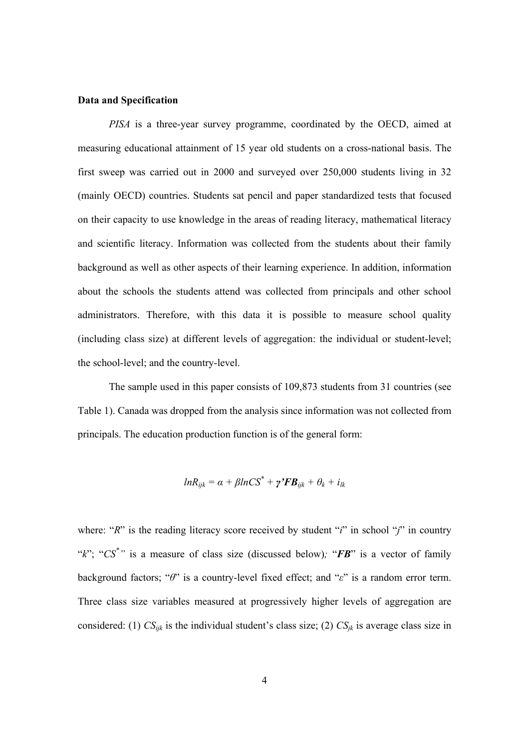**Data and Specification**

*PISA* is a three-year survey programme, coordinated by the OECD, aimed at measuring educational attainment of 15 year old students on a cross-national basis. The first sweep was carried out in 2000 and surveyed over 250,000 students living in 32 (mainly OECD) countries. Students sat pencil and paper standardized tests that focused on their capacity to use knowledge in the areas of reading literacy, mathematical literacy and scientific literacy. Information was collected from the students about their family background as well as other aspects of their learning experience. In addition, information about the schools the students attend was collected from principals and other school administrators. Therefore, with this data it is possible to measure school quality (including class size) at different levels of aggregation: the individual or student-level; the school-level; and the country-level.

The sample used in this paper consists of 109,873 students from 31 countries (see Table 1). Canada was dropped from the analysis since information was not collected from principals. The education production function is of the general form:

$$lnR_{ijk} = \alpha + \beta lnCS^{*} + \boldsymbol{\gamma}'\boldsymbol{FB}_{ijk} + \theta_{k} + i_{lk}$$

where: "*R*" is the reading literacy score received by student "*i*" in school "*j*" in country "*k*"; "$CS^{*}$" is a measure of class size (discussed below); "***FB***" is a vector of family background factors; "$\theta$" is a country-level fixed effect; and "$\varepsilon$" is a random error term. Three class size variables measured at progressively higher levels of aggregation are considered: (1) $CS_{ijk}$ is the individual student's class size; (2) $CS_{jk}$ is average class size in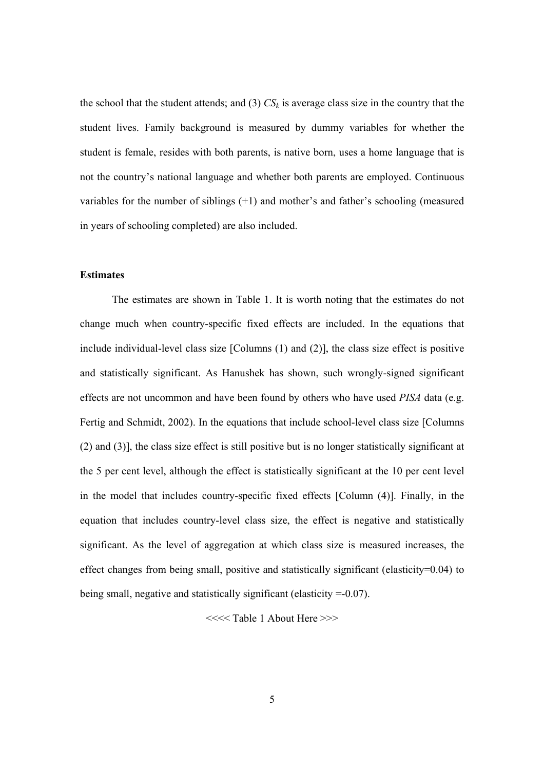the school that the student attends; and (3) $CS_k$ is average class size in the country that the student lives. Family background is measured by dummy variables for whether the student is female, resides with both parents, is native born, uses a home language that is not the country's national language and whether both parents are employed. Continuous variables for the number of siblings (+1) and mother's and father's schooling (measured in years of schooling completed) are also included.

**Estimates**

The estimates are shown in Table 1. It is worth noting that the estimates do not change much when country-specific fixed effects are included. In the equations that include individual-level class size [Columns (1) and (2)], the class size effect is positive and statistically significant. As Hanushek has shown, such wrongly-signed significant effects are not uncommon and have been found by others who have used *PISA* data (e.g. Fertig and Schmidt, 2002). In the equations that include school-level class size [Columns (2) and (3)], the class size effect is still positive but is no longer statistically significant at the 5 per cent level, although the effect is statistically significant at the 10 per cent level in the model that includes country-specific fixed effects [Column (4)]. Finally, in the equation that includes country-level class size, the effect is negative and statistically significant. As the level of aggregation at which class size is measured increases, the effect changes from being small, positive and statistically significant (elasticity=0.04) to being small, negative and statistically significant (elasticity =-0.07).

<<<< Table 1 About Here >>>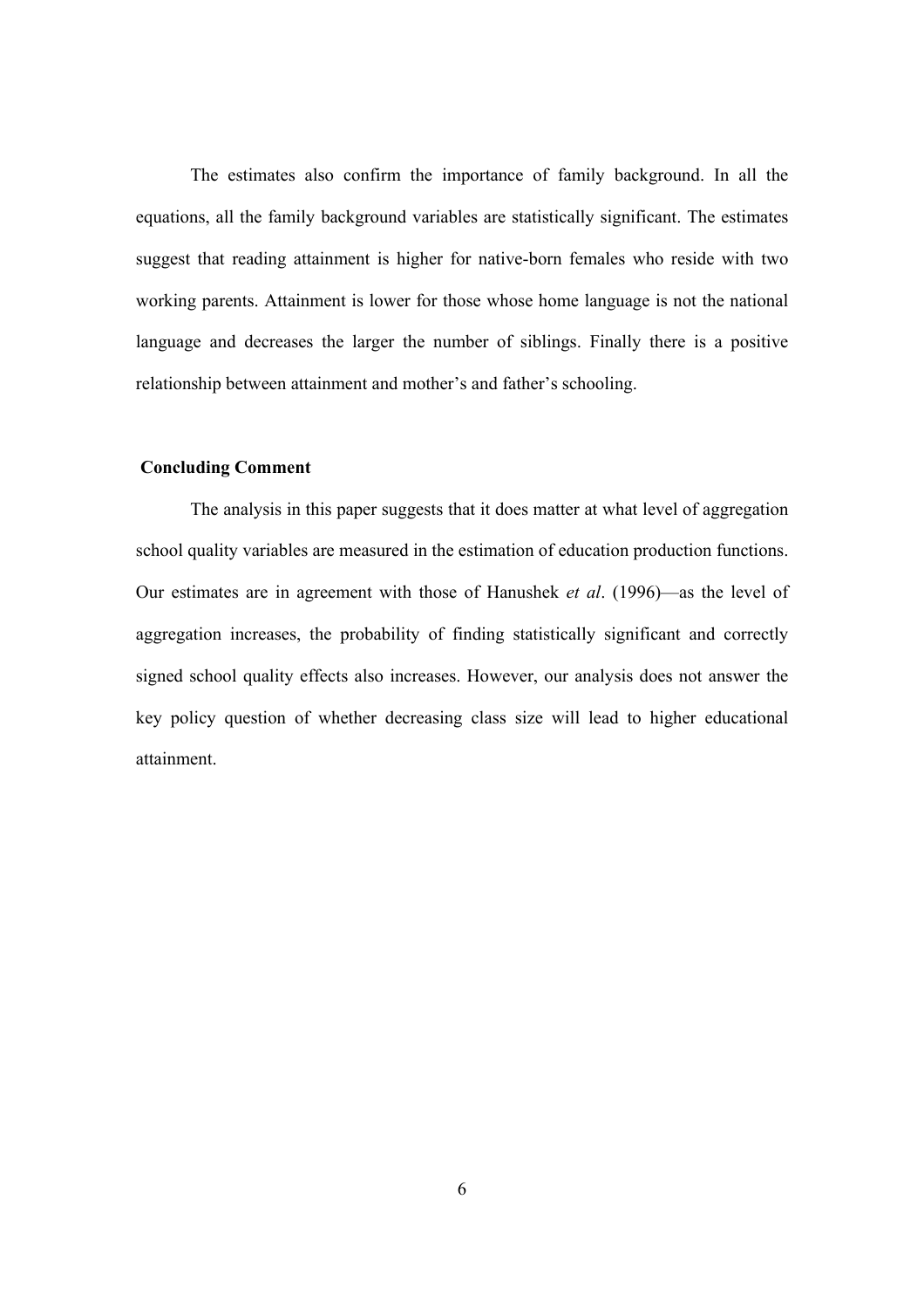The estimates also confirm the importance of family background. In all the equations, all the family background variables are statistically significant. The estimates suggest that reading attainment is higher for native-born females who reside with two working parents. Attainment is lower for those whose home language is not the national language and decreases the larger the number of siblings. Finally there is a positive relationship between attainment and mother's and father's schooling.

## Concluding Comment

The analysis in this paper suggests that it does matter at what level of aggregation school quality variables are measured in the estimation of education production functions. Our estimates are in agreement with those of Hanushek *et al*. (1996)—as the level of aggregation increases, the probability of finding statistically significant and correctly signed school quality effects also increases. However, our analysis does not answer the key policy question of whether decreasing class size will lead to higher educational attainment.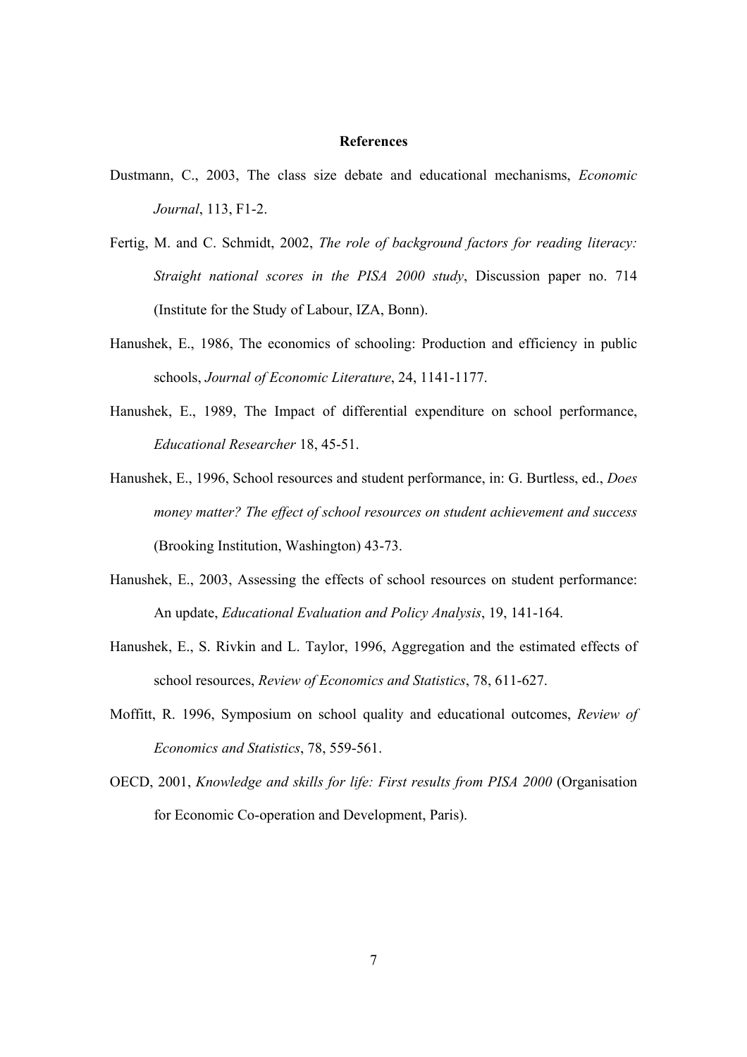## References

Dustmann, C., 2003, The class size debate and educational mechanisms, *Economic Journal*, 113, F1-2.

Fertig, M. and C. Schmidt, 2002, *The role of background factors for reading literacy: Straight national scores in the PISA 2000 study*, Discussion paper no. 714 (Institute for the Study of Labour, IZA, Bonn).

Hanushek, E., 1986, The economics of schooling: Production and efficiency in public schools, *Journal of Economic Literature*, 24, 1141-1177.

Hanushek, E., 1989, The Impact of differential expenditure on school performance, *Educational Researcher* 18, 45-51.

Hanushek, E., 1996, School resources and student performance, in: G. Burtless, ed., *Does money matter? The effect of school resources on student achievement and success* (Brooking Institution, Washington) 43-73.

Hanushek, E., 2003, Assessing the effects of school resources on student performance: An update, *Educational Evaluation and Policy Analysis*, 19, 141-164.

Hanushek, E., S. Rivkin and L. Taylor, 1996, Aggregation and the estimated effects of school resources, *Review of Economics and Statistics*, 78, 611-627.

Moffitt, R. 1996, Symposium on school quality and educational outcomes, *Review of Economics and Statistics*, 78, 559-561.

OECD, 2001, *Knowledge and skills for life: First results from PISA 2000* (Organisation for Economic Co-operation and Development, Paris).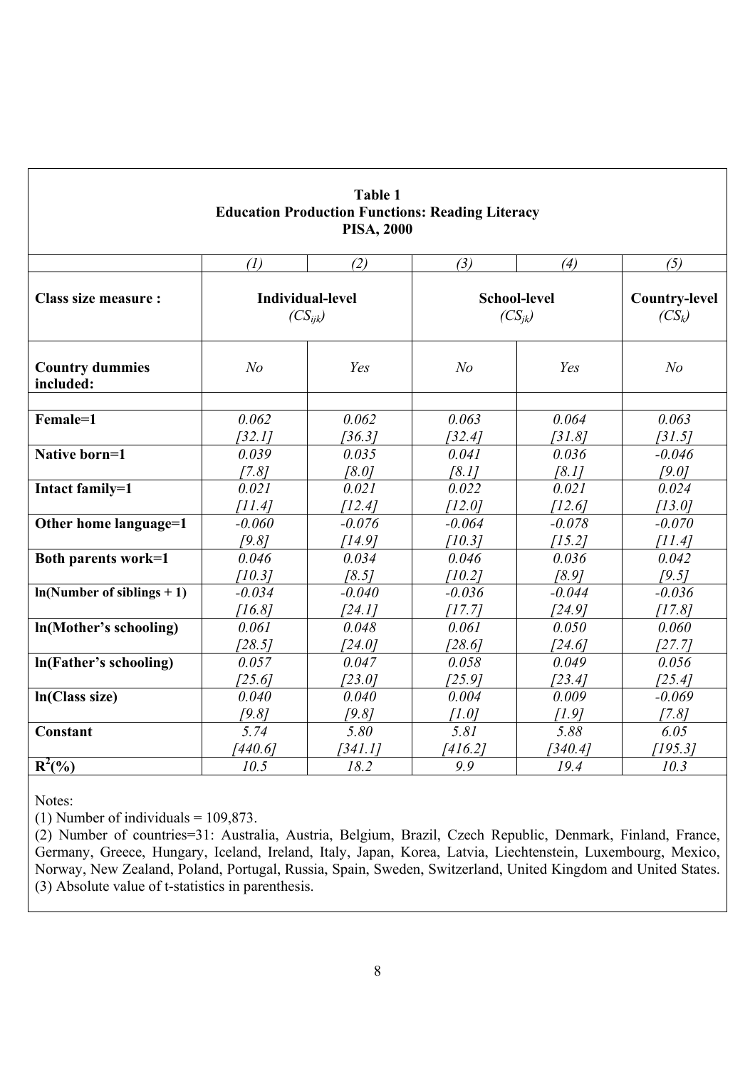**Table 1**
**Education Production Functions: Reading Literacy**
**PISA, 2000**

| | (1) | (2) | (3) | (4) | (5) |
|---|---|---|---|---|---|
| **Class size measure :** | **Individual-level** ($CS_{ijk}$) | | **School-level** ($CS_{jk}$) | | **Country-level** ($CS_k$) |
| **Country dummies included:** | *No* | *Yes* | *No* | *Yes* | *No* |
| **Female=1** | *0.062* *[32.1]* | *0.062* *[36.3]* | *0.063* *[32.4]* | *0.064* *[31.8]* | *0.063* *[31.5]* |
| **Native born=1** | *0.039* *[7.8]* | *0.035* *[8.0]* | *0.041* *[8.1]* | *0.036* *[8.1]* | *-0.046* *[9.0]* |
| **Intact family=1** | *0.021* *[11.4]* | *0.021* *[12.4]* | *0.022* *[12.0]* | *0.021* *[12.6]* | *0.024* *[13.0]* |
| **Other home language=1** | *-0.060* *[9.8]* | *-0.076* *[14.9]* | *-0.064* *[10.3]* | *-0.078* *[15.2]* | *-0.070* *[11.4]* |
| **Both parents work=1** | *0.046* *[10.3]* | *0.034* *[8.5]* | *0.046* *[10.2]* | *0.036* *[8.9]* | *0.042* *[9.5]* |
| **ln(Number of siblings + 1)** | *-0.034* *[16.8]* | *-0.040* *[24.1]* | *-0.036* *[17.7]* | *-0.044* *[24.9]* | *-0.036* *[17.8]* |
| **ln(Mother's schooling)** | *0.061* *[28.5]* | *0.048* *[24.0]* | *0.061* *[28.6]* | *0.050* *[24.6]* | *0.060* *[27.7]* |
| **ln(Father's schooling)** | *0.057* *[25.6]* | *0.047* *[23.0]* | *0.058* *[25.9]* | *0.049* *[23.4]* | *0.056* *[25.4]* |
| **ln(Class size)** | *0.040* *[9.8]* | *0.040* *[9.8]* | *0.004* *[1.0]* | *0.009* *[1.9]* | *-0.069* *[7.8]* |
| **Constant** | *5.74* *[440.6]* | *5.80* *[341.1]* | *5.81* *[416.2]* | *5.88* *[340.4]* | *6.05* *[195.3]* |
| **$R^2$(%)** | *10.5* | *18.2* | *9.9* | *19.4* | *10.3* |

Notes:

(1) Number of individuals = 109,873.

(2) Number of countries=31: Australia, Austria, Belgium, Brazil, Czech Republic, Denmark, Finland, France, Germany, Greece, Hungary, Iceland, Ireland, Italy, Japan, Korea, Latvia, Liechtenstein, Luxembourg, Mexico, Norway, New Zealand, Poland, Portugal, Russia, Spain, Sweden, Switzerland, United Kingdom and United States.

(3) Absolute value of t-statistics in parenthesis.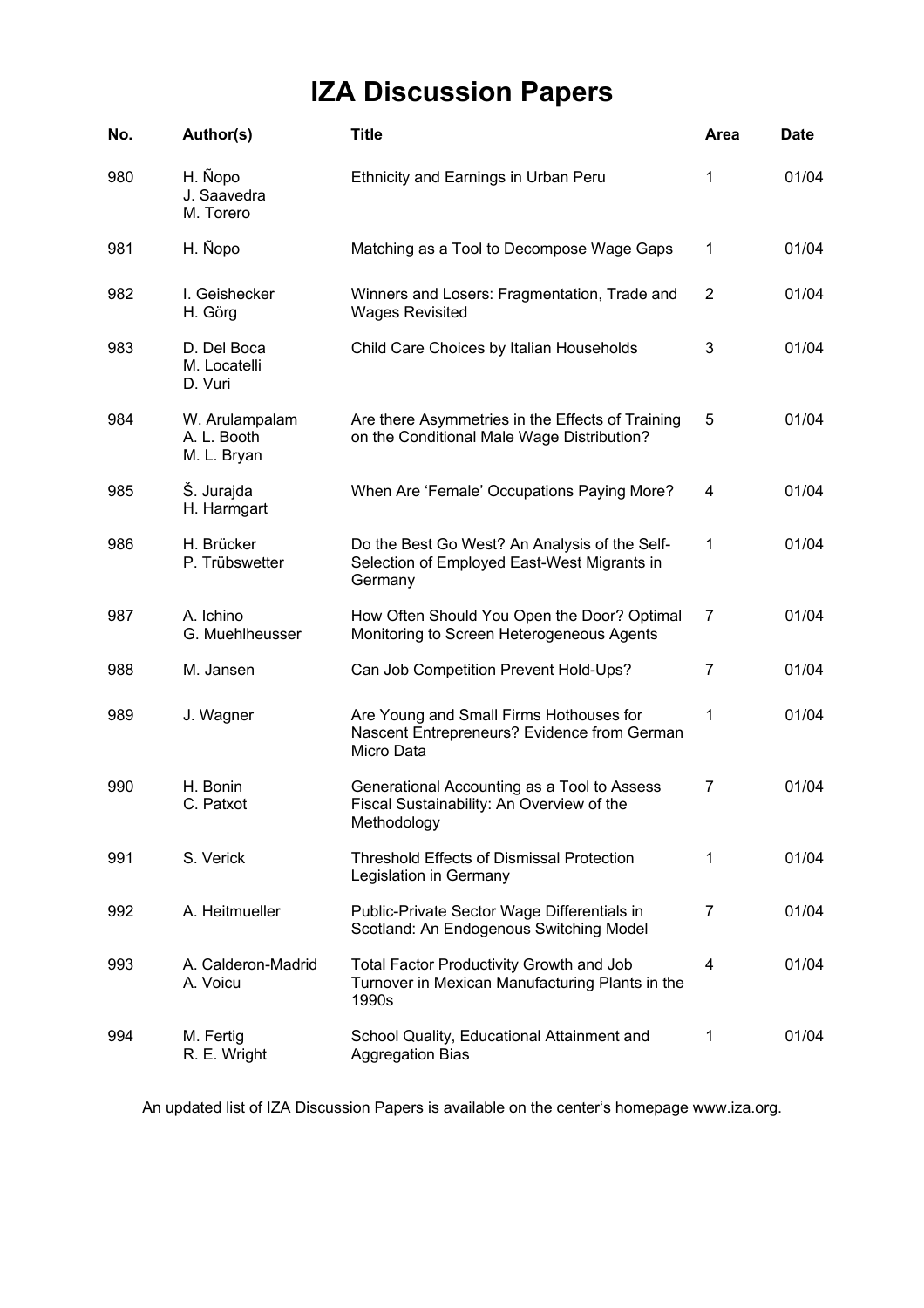# IZA Discussion Papers

| No. | Author(s) | Title | Area | Date |
|---|---|---|---|---|
| 980 | H. Ñopo<br>J. Saavedra<br>M. Torero | Ethnicity and Earnings in Urban Peru | 1 | 01/04 |
| 981 | H. Ñopo | Matching as a Tool to Decompose Wage Gaps | 1 | 01/04 |
| 982 | I. Geishecker<br>H. Görg | Winners and Losers: Fragmentation, Trade and Wages Revisited | 2 | 01/04 |
| 983 | D. Del Boca<br>M. Locatelli<br>D. Vuri | Child Care Choices by Italian Households | 3 | 01/04 |
| 984 | W. Arulampalam<br>A. L. Booth<br>M. L. Bryan | Are there Asymmetries in the Effects of Training on the Conditional Male Wage Distribution? | 5 | 01/04 |
| 985 | Š. Jurajda<br>H. Harmgart | When Are 'Female' Occupations Paying More? | 4 | 01/04 |
| 986 | H. Brücker<br>P. Trübswetter | Do the Best Go West? An Analysis of the Self-Selection of Employed East-West Migrants in Germany | 1 | 01/04 |
| 987 | A. Ichino<br>G. Muehlheusser | How Often Should You Open the Door? Optimal Monitoring to Screen Heterogeneous Agents | 7 | 01/04 |
| 988 | M. Jansen | Can Job Competition Prevent Hold-Ups? | 7 | 01/04 |
| 989 | J. Wagner | Are Young and Small Firms Hothouses for Nascent Entrepreneurs? Evidence from German Micro Data | 1 | 01/04 |
| 990 | H. Bonin<br>C. Patxot | Generational Accounting as a Tool to Assess Fiscal Sustainability: An Overview of the Methodology | 7 | 01/04 |
| 991 | S. Verick | Threshold Effects of Dismissal Protection Legislation in Germany | 1 | 01/04 |
| 992 | A. Heitmueller | Public-Private Sector Wage Differentials in Scotland: An Endogenous Switching Model | 7 | 01/04 |
| 993 | A. Calderon-Madrid<br>A. Voicu | Total Factor Productivity Growth and Job Turnover in Mexican Manufacturing Plants in the 1990s | 4 | 01/04 |
| 994 | M. Fertig<br>R. E. Wright | School Quality, Educational Attainment and Aggregation Bias | 1 | 01/04 |

An updated list of IZA Discussion Papers is available on the center's homepage www.iza.org.